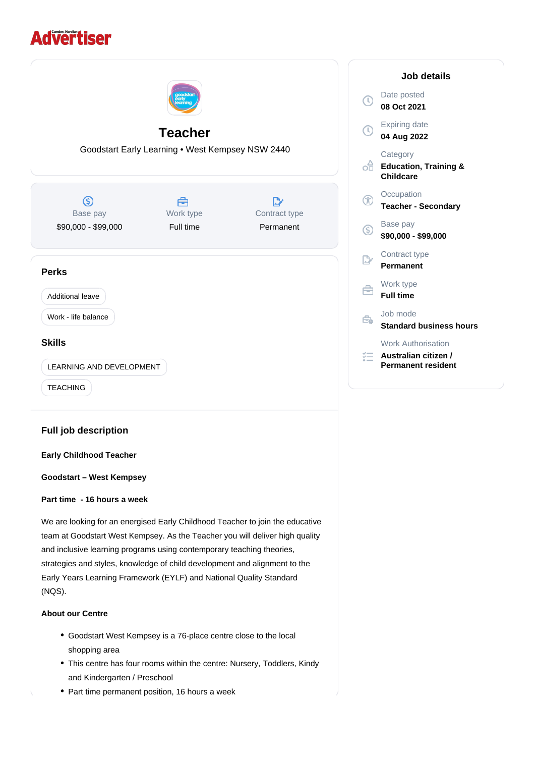Camden-Narellan **Advertiser**

# Teacher

Goodstart Early Learning • West Kempsey NSW 2440

| Base pay | Work type | Contract type |
|---|---|---|
| $90,000 - $99,000 | Full time | Permanent |

## Perks

- Additional leave
- Work - life balance

## Skills

- LEARNING AND DEVELOPMENT
- TEACHING

## Job details

- Date posted: **08 Oct 2021**
- Expiring date: **04 Aug 2022**
- Category: **Education, Training & Childcare**
- Occupation: **Teacher - Secondary**
- Base pay: **$90,000 - $99,000**
- Contract type: **Permanent**
- Work type: **Full time**
- Job mode: **Standard business hours**
- Work Authorisation: **Australian citizen / Permanent resident**

## Full job description

**Early Childhood Teacher**

**Goodstart – West Kempsey**

**Part time - 16 hours a week**

We are looking for an energised Early Childhood Teacher to join the educative team at Goodstart West Kempsey. As the Teacher you will deliver high quality and inclusive learning programs using contemporary teaching theories, strategies and styles, knowledge of child development and alignment to the Early Years Learning Framework (EYLF) and National Quality Standard (NQS).

**About our Centre**

- Goodstart West Kempsey is a 76-place centre close to the local shopping area
- This centre has four rooms within the centre: Nursery, Toddlers, Kindy and Kindergarten / Preschool
- Part time permanent position, 16 hours a week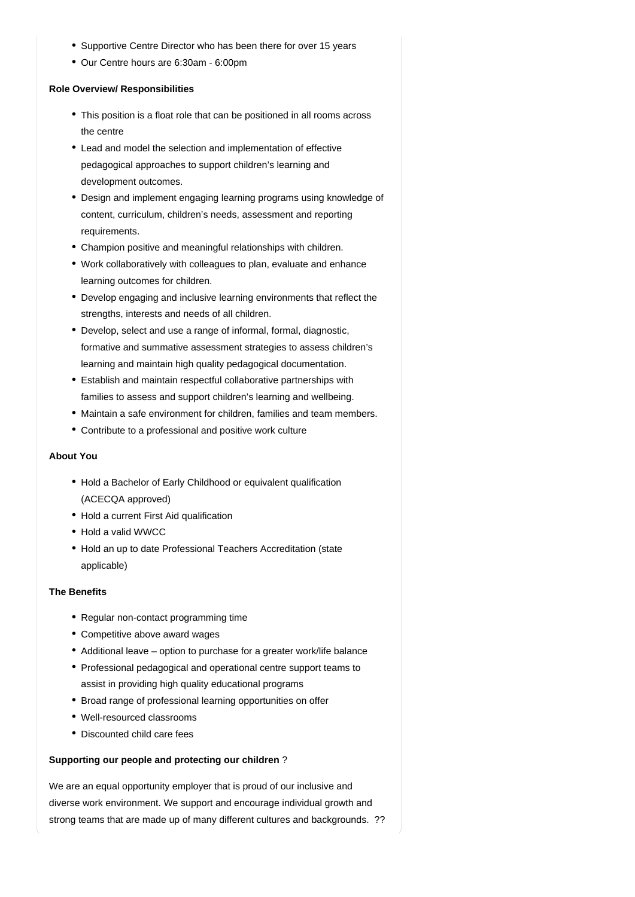- Supportive Centre Director who has been there for over 15 years
- Our Centre hours are 6:30am - 6:00pm

**Role Overview/ Responsibilities**

- This position is a float role that can be positioned in all rooms across the centre
- Lead and model the selection and implementation of effective pedagogical approaches to support children's learning and development outcomes.
- Design and implement engaging learning programs using knowledge of content, curriculum, children's needs, assessment and reporting requirements.
- Champion positive and meaningful relationships with children.
- Work collaboratively with colleagues to plan, evaluate and enhance learning outcomes for children.
- Develop engaging and inclusive learning environments that reflect the strengths, interests and needs of all children.
- Develop, select and use a range of informal, formal, diagnostic, formative and summative assessment strategies to assess children's learning and maintain high quality pedagogical documentation.
- Establish and maintain respectful collaborative partnerships with families to assess and support children's learning and wellbeing.
- Maintain a safe environment for children, families and team members.
- Contribute to a professional and positive work culture

**About You**

- Hold a Bachelor of Early Childhood or equivalent qualification (ACECQA approved)
- Hold a current First Aid qualification
- Hold a valid WWCC
- Hold an up to date Professional Teachers Accreditation (state applicable)

**The Benefits**

- Regular non-contact programming time
- Competitive above award wages
- Additional leave – option to purchase for a greater work/life balance
- Professional pedagogical and operational centre support teams to assist in providing high quality educational programs
- Broad range of professional learning opportunities on offer
- Well-resourced classrooms
- Discounted child care fees

**Supporting our people and protecting our children** ?

We are an equal opportunity employer that is proud of our inclusive and diverse work environment. We support and encourage individual growth and strong teams that are made up of many different cultures and backgrounds. ??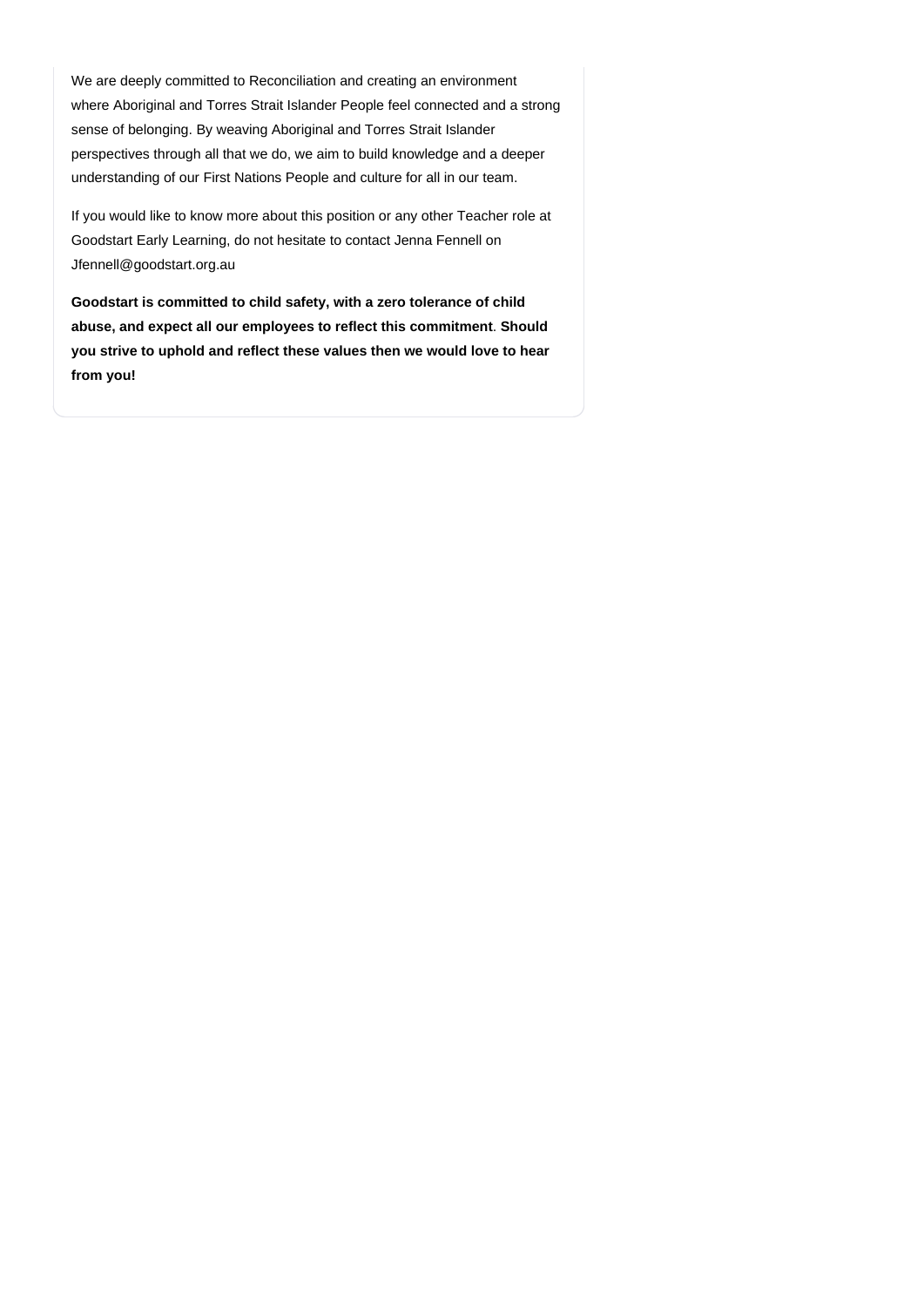We are deeply committed to Reconciliation and creating an environment where Aboriginal and Torres Strait Islander People feel connected and a strong sense of belonging. By weaving Aboriginal and Torres Strait Islander perspectives through all that we do, we aim to build knowledge and a deeper understanding of our First Nations People and culture for all in our team.

If you would like to know more about this position or any other Teacher role at Goodstart Early Learning, do not hesitate to contact Jenna Fennell on Jfennell@goodstart.org.au

**Goodstart is committed to child safety, with a zero tolerance of child abuse, and expect all our employees to reflect this commitment**. **Should you strive to uphold and reflect these values then we would love to hear from you!**